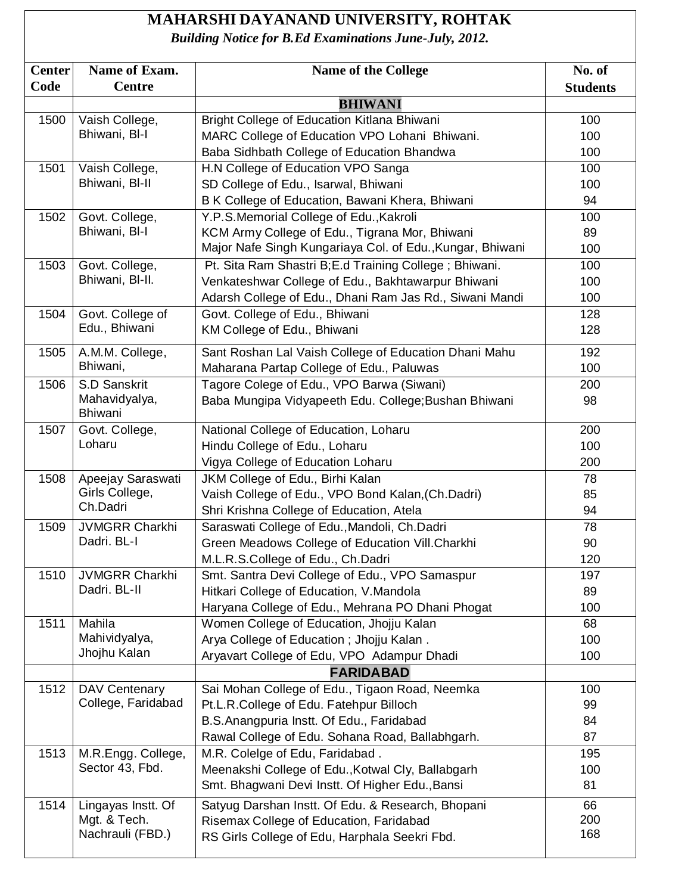# MAHARSHI DAYANAND UNIVERSITY, ROHTAK

*Building Notice for B.Ed Examinations June-July, 2012.*

| Center Code | Name of Exam. Centre | Name of the College | No. of Students |
|---|---|---|---|
| | | **BHIWANI** | |
| 1500 | Vaish College, Bhiwani, Bl-I | Bright College of Education Kitlana Bhiwani | 100 |
| | | MARC College of Education VPO Lohani Bhiwani. | 100 |
| | | Baba Sidhbath College of Education Bhandwa | 100 |
| 1501 | Vaish College, Bhiwani, Bl-II | H.N College of Education VPO Sanga | 100 |
| | | SD College of Edu., Isarwal, Bhiwani | 100 |
| | | B K College of Education, Bawani Khera, Bhiwani | 94 |
| 1502 | Govt. College, Bhiwani, Bl-I | Y.P.S.Memorial College of Edu.,Kakroli | 100 |
| | | KCM Army College of Edu., Tigrana Mor, Bhiwani | 89 |
| | | Major Nafe Singh Kungariaya Col. of Edu.,Kungar, Bhiwani | 100 |
| 1503 | Govt. College, Bhiwani, Bl-II. | Pt. Sita Ram Shastri B;E.d Training College ; Bhiwani. | 100 |
| | | Venkateshwar College of Edu., Bakhtawarpur Bhiwani | 100 |
| | | Adarsh College of Edu., Dhani Ram Jas Rd., Siwani Mandi | 100 |
| 1504 | Govt. College of Edu., Bhiwani | Govt. College of Edu., Bhiwani | 128 |
| | | KM College of Edu., Bhiwani | 128 |
| 1505 | A.M.M. College, Bhiwani, | Sant Roshan Lal Vaish College of Education Dhani Mahu | 192 |
| | | Maharana Partap College of Edu., Paluwas | 100 |
| 1506 | S.D Sanskrit Mahavidyalya, Bhiwani | Tagore Colege of Edu., VPO Barwa (Siwani) | 200 |
| | | Baba Mungipa Vidyapeeth Edu. College;Bushan Bhiwani | 98 |
| 1507 | Govt. College, Loharu | National College of Education, Loharu | 200 |
| | | Hindu College of Edu., Loharu | 100 |
| | | Vigya College of Education Loharu | 200 |
| 1508 | Apeejay Saraswati Girls College, Ch.Dadri | JKM College of Edu., Birhi Kalan | 78 |
| | | Vaish College of Edu., VPO Bond Kalan,(Ch.Dadri) | 85 |
| | | Shri Krishna College of Education, Atela | 94 |
| 1509 | JVMGRR Charkhi Dadri. BL-I | Saraswati College of Edu.,Mandoli, Ch.Dadri | 78 |
| | | Green Meadows College of Education Vill.Charkhi | 90 |
| | | M.L.R.S.College of Edu., Ch.Dadri | 120 |
| 1510 | JVMGRR Charkhi Dadri. BL-II | Smt. Santra Devi College of Edu., VPO Samaspur | 197 |
| | | Hitkari College of Education, V.Mandola | 89 |
| | | Haryana College of Edu., Mehrana PO Dhani Phogat | 100 |
| 1511 | Mahila Mahividyalya, Jhojhu Kalan | Women College of Education, Jhojju Kalan | 68 |
| | | Arya College of Education ; Jhojju Kalan . | 100 |
| | | Aryavart College of Edu, VPO Adampur Dhadi | 100 |
| | | **FARIDABAD** | |
| 1512 | DAV Centenary College, Faridabad | Sai Mohan College of Edu., Tigaon Road, Neemka | 100 |
| | | Pt.L.R.College of Edu. Fatehpur Billoch | 99 |
| | | B.S.Anangpuria Instt. Of Edu., Faridabad | 84 |
| | | Rawal College of Edu. Sohana Road, Ballabhgarh. | 87 |
| 1513 | M.R.Engg. College, Sector 43, Fbd. | M.R. Colelge of Edu, Faridabad . | 195 |
| | | Meenakshi College of Edu.,Kotwal Cly, Ballabgarh | 100 |
| | | Smt. Bhagwani Devi Instt. Of Higher Edu.,Bansi | 81 |
| 1514 | Lingayas Instt. Of Mgt. & Tech. Nachrauli (FBD.) | Satyug Darshan Instt. Of Edu. & Research, Bhopani | 66 |
| | | Risemax College of Education, Faridabad | 200 |
| | | RS Girls College of Edu, Harphala Seekri Fbd. | 168 |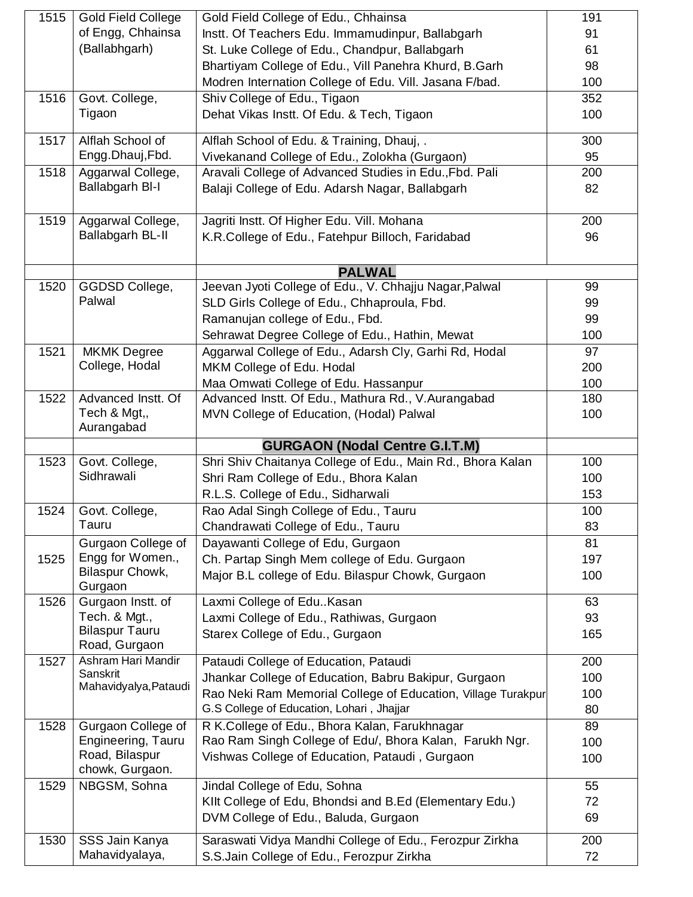| | | | |
|---|---|---|---|
| 1515 | Gold Field College of Engg, Chhainsa (Ballabhgarh) | Gold Field College of Edu., Chhainsa | 191 |
| | | Instt. Of Teachers Edu. Immamudinpur, Ballabgarh | 91 |
| | | St. Luke College of Edu., Chandpur, Ballabgarh | 61 |
| | | Bhartiyam College of Edu., Vill Panehra Khurd, B.Garh | 98 |
| | | Modren Internation College of Edu. Vill. Jasana F/bad. | 100 |
| 1516 | Govt. College, Tigaon | Shiv College of Edu., Tigaon | 352 |
| | | Dehat Vikas Instt. Of Edu. & Tech, Tigaon | 100 |
| 1517 | Alflah School of Engg.Dhauj,Fbd. | Alflah School of Edu. & Training, Dhauj, . | 300 |
| | | Vivekanand College of Edu., Zolokha (Gurgaon) | 95 |
| 1518 | Aggarwal College, Ballabgarh Bl-I | Aravali College of Advanced Studies in Edu.,Fbd. Pali | 200 |
| | | Balaji College of Edu. Adarsh Nagar, Ballabgarh | 82 |
| 1519 | Aggarwal College, Ballabgarh BL-II | Jagriti Instt. Of Higher Edu. Vill. Mohana | 200 |
| | | K.R.College of Edu., Fatehpur Billoch, Faridabad | 96 |
| | | **PALWAL** | |
| 1520 | GGDSD College, Palwal | Jeevan Jyoti College of Edu., V. Chhajju Nagar,Palwal | 99 |
| | | SLD Girls College of Edu., Chhaproula, Fbd. | 99 |
| | | Ramanujan college of Edu., Fbd. | 99 |
| | | Sehrawat Degree College of Edu., Hathin, Mewat | 100 |
| 1521 | MKMK Degree College, Hodal | Aggarwal College of Edu., Adarsh Cly, Garhi Rd, Hodal | 97 |
| | | MKM College of Edu. Hodal | 200 |
| | | Maa Omwati College of Edu. Hassanpur | 100 |
| 1522 | Advanced Instt. Of Tech & Mgt,, Aurangabad | Advanced Instt. Of Edu., Mathura Rd., V.Aurangabad | 180 |
| | | MVN College of Education, (Hodal) Palwal | 100 |
| | | **GURGAON (Nodal Centre G.I.T.M)** | |
| 1523 | Govt. College, Sidhrawali | Shri Shiv Chaitanya College of Edu., Main Rd., Bhora Kalan | 100 |
| | | Shri Ram College of Edu., Bhora Kalan | 100 |
| | | R.L.S. College of Edu., Sidharwali | 153 |
| 1524 | Govt. College, Tauru | Rao Adal Singh College of Edu., Tauru | 100 |
| | | Chandrawati College of Edu., Tauru | 83 |
| 1525 | Gurgaon College of Engg for Women., Bilaspur Chowk, Gurgaon | Dayawanti College of Edu, Gurgaon | 81 |
| | | Ch. Partap Singh Mem college of Edu. Gurgaon | 197 |
| | | Major B.L college of Edu. Bilaspur Chowk, Gurgaon | 100 |
| 1526 | Gurgaon Instt. of Tech. & Mgt., Bilaspur Tauru Road, Gurgaon | Laxmi College of Edu..Kasan | 63 |
| | | Laxmi College of Edu., Rathiwas, Gurgaon | 93 |
| | | Starex College of Edu., Gurgaon | 165 |
| 1527 | Ashram Hari Mandir Sanskrit Mahavidyalya,Pataudi | Pataudi College of Education, Pataudi | 200 |
| | | Jhankar College of Education, Babru Bakipur, Gurgaon | 100 |
| | | Rao Neki Ram Memorial College of Education, Village Turakpur | 100 |
| | | G.S College of Education, Lohari , Jhajjar | 80 |
| 1528 | Gurgaon College of Engineering, Tauru Road, Bilaspur chowk, Gurgaon. | R K.College of Edu., Bhora Kalan, Farukhnagar | 89 |
| | | Rao Ram Singh College of Edu/, Bhora Kalan, Farukh Ngr. | 100 |
| | | Vishwas College of Education, Pataudi , Gurgaon | 100 |
| 1529 | NBGSM, Sohna | Jindal College of Edu, Sohna | 55 |
| | | KIlt College of Edu, Bhondsi and B.Ed (Elementary Edu.) | 72 |
| | | DVM College of Edu., Baluda, Gurgaon | 69 |
| 1530 | SSS Jain Kanya Mahavidyalaya, | Saraswati Vidya Mandhi College of Edu., Ferozpur Zirkha | 200 |
| | | S.S.Jain College of Edu., Ferozpur Zirkha | 72 |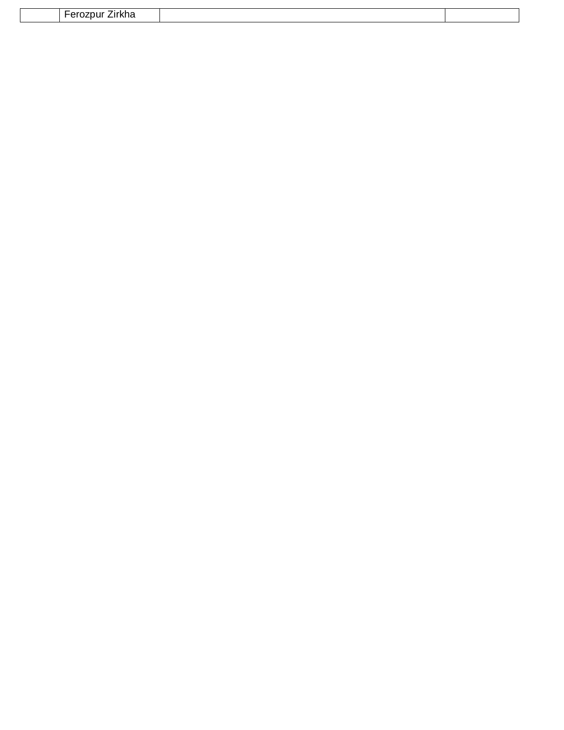| | | | |
|---|---|---|---|
| | Ferozpur Zirkha | | |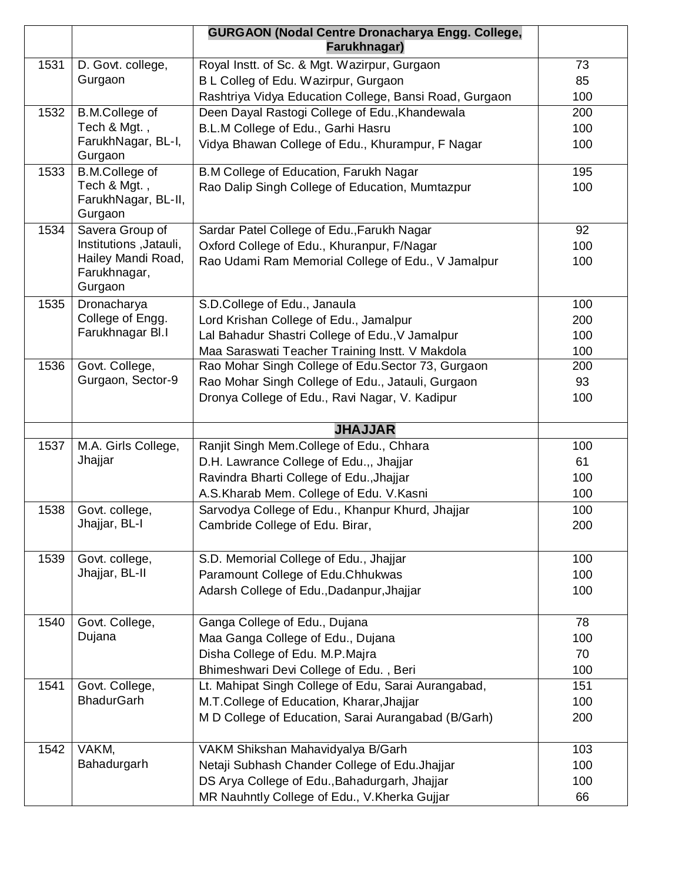|  |  | **GURGAON (Nodal Centre Dronacharya Engg. College, Farukhnagar)** |  |
|---|---|---|---|
| 1531 | D. Govt. college, Gurgaon | Royal Instt. of Sc. & Mgt. Wazirpur, Gurgaon | 73 |
|  |  | B L Colleg of Edu. Wazirpur, Gurgaon | 85 |
|  |  | Rashtriya Vidya Education College, Bansi Road, Gurgaon | 100 |
| 1532 | B.M.College of Tech & Mgt. , FarukhNagar, BL-I, Gurgaon | Deen Dayal Rastogi College of Edu.,Khandewala | 200 |
|  |  | B.L.M College of Edu., Garhi Hasru | 100 |
|  |  | Vidya Bhawan College of Edu., Khurampur, F Nagar | 100 |
| 1533 | B.M.College of Tech & Mgt. , FarukhNagar, BL-II, Gurgaon | B.M College of Education, Farukh Nagar | 195 |
|  |  | Rao Dalip Singh College of Education, Mumtazpur | 100 |
| 1534 | Savera Group of Institutions ,Jatauli, Hailey Mandi Road, Farukhnagar, Gurgaon | Sardar Patel College of Edu.,Farukh Nagar | 92 |
|  |  | Oxford College of Edu., Khuranpur, F/Nagar | 100 |
|  |  | Rao Udami Ram Memorial College of Edu., V Jamalpur | 100 |
| 1535 | Dronacharya College of Engg. Farukhnagar Bl.I | S.D.College of Edu., Janaula | 100 |
|  |  | Lord Krishan College of Edu., Jamalpur | 200 |
|  |  | Lal Bahadur Shastri College of Edu.,V Jamalpur | 100 |
|  |  | Maa Saraswati Teacher Training Instt. V Makdola | 100 |
| 1536 | Govt. College, Gurgaon, Sector-9 | Rao Mohar Singh College of Edu.Sector 73, Gurgaon | 200 |
|  |  | Rao Mohar Singh College of Edu., Jatauli, Gurgaon | 93 |
|  |  | Dronya College of Edu., Ravi Nagar, V. Kadipur | 100 |
|  |  | **JHAJJAR** |  |
| 1537 | M.A. Girls College, Jhajjar | Ranjit Singh Mem.College of Edu., Chhara | 100 |
|  |  | D.H. Lawrance College of Edu.,, Jhajjar | 61 |
|  |  | Ravindra Bharti College of Edu.,Jhajjar | 100 |
|  |  | A.S.Kharab Mem. College of Edu. V.Kasni | 100 |
| 1538 | Govt. college, Jhajjar, BL-I | Sarvodya College of Edu., Khanpur Khurd, Jhajjar | 100 |
|  |  | Cambride College of Edu. Birar, | 200 |
| 1539 | Govt. college, Jhajjar, BL-II | S.D. Memorial College of Edu., Jhajjar | 100 |
|  |  | Paramount College of Edu.Chhukwas | 100 |
|  |  | Adarsh College of Edu.,Dadanpur,Jhajjar | 100 |
| 1540 | Govt. College, Dujana | Ganga College of Edu., Dujana | 78 |
|  |  | Maa Ganga College of Edu., Dujana | 100 |
|  |  | Disha College of Edu. M.P.Majra | 70 |
|  |  | Bhimeshwari Devi College of Edu. , Beri | 100 |
| 1541 | Govt. College, BhadurGarh | Lt. Mahipat Singh College of Edu, Sarai Aurangabad, | 151 |
|  |  | M.T.College of Education, Kharar,Jhajjar | 100 |
|  |  | M D College of Education, Sarai Aurangabad (B/Garh) | 200 |
| 1542 | VAKM, Bahadurgarh | VAKM Shikshan Mahavidyalya B/Garh | 103 |
|  |  | Netaji Subhash Chander College of Edu.Jhajjar | 100 |
|  |  | DS Arya College of Edu.,Bahadurgarh, Jhajjar | 100 |
|  |  | MR Nauhntly College of Edu., V.Kherka Gujjar | 66 |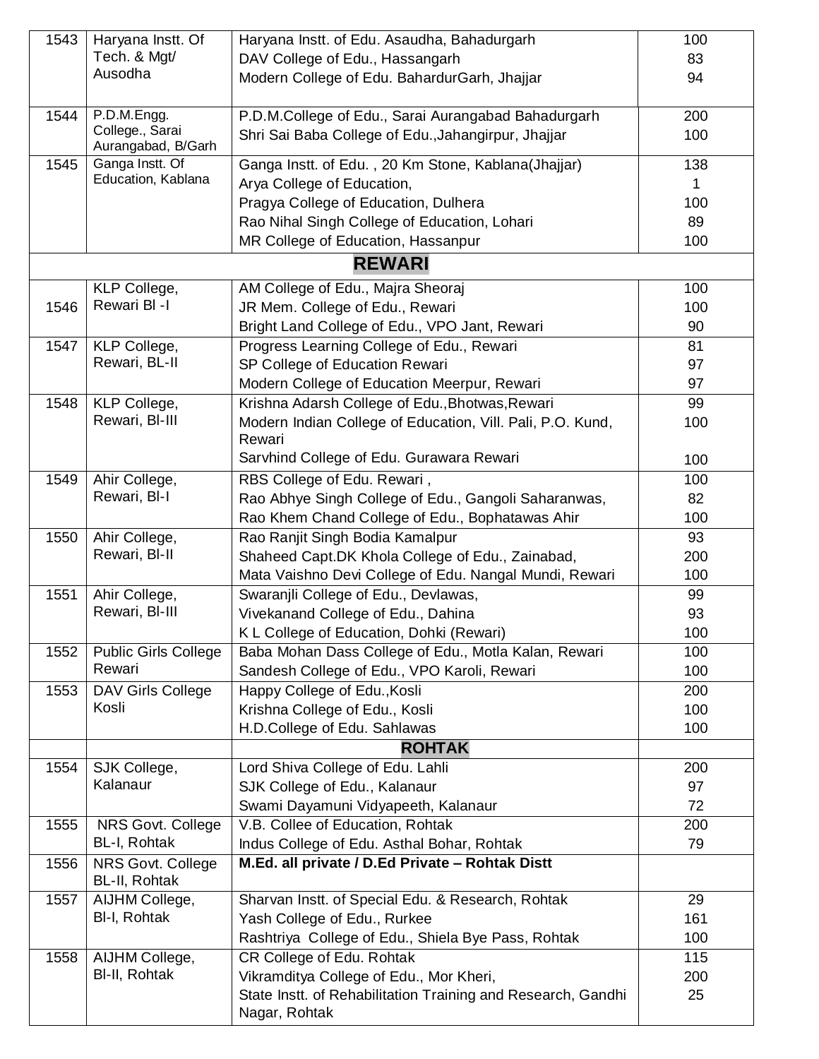| | | | |
|---|---|---|---|
| 1543 | Haryana Instt. Of Tech. & Mgt/ Ausodha | Haryana Instt. of Edu. Asaudha, Bahadurgarh | 100 |
| | | DAV College of Edu., Hassangarh | 83 |
| | | Modern College of Edu. BahardurGarh, Jhajjar | 94 |
| 1544 | P.D.M.Engg. College., Sarai Aurangabad, B/Garh | P.D.M.College of Edu., Sarai Aurangabad Bahadurgarh | 200 |
| | | Shri Sai Baba College of Edu.,Jahangirpur, Jhajjar | 100 |
| 1545 | Ganga Instt. Of Education, Kablana | Ganga Instt. of Edu. , 20 Km Stone, Kablana(Jhajjar) | 138 |
| | | Arya College of Education, | 1 |
| | | Pragya College of Education, Dulhera | 100 |
| | | Rao Nihal Singh College of Education, Lohari | 89 |
| | | MR College of Education, Hassanpur | 100 |
| | | **REWARI** | |
| 1546 | KLP College, Rewari Bl -I | AM College of Edu., Majra Sheoraj | 100 |
| | | JR Mem. College of Edu., Rewari | 100 |
| | | Bright Land College of Edu., VPO Jant, Rewari | 90 |
| 1547 | KLP College, Rewari, BL-II | Progress Learning College of Edu., Rewari | 81 |
| | | SP College of Education Rewari | 97 |
| | | Modern College of Education Meerpur, Rewari | 97 |
| 1548 | KLP College, Rewari, Bl-III | Krishna Adarsh College of Edu.,Bhotwas,Rewari | 99 |
| | | Modern Indian College of Education, Vill. Pali, P.O. Kund, Rewari | 100 |
| | | Sarvhind College of Edu. Gurawara Rewari | 100 |
| 1549 | Ahir College, Rewari, Bl-I | RBS College of Edu. Rewari , | 100 |
| | | Rao Abhye Singh College of Edu., Gangoli Saharanwas, | 82 |
| | | Rao Khem Chand College of Edu., Bophatawas Ahir | 100 |
| 1550 | Ahir College, Rewari, Bl-II | Rao Ranjit Singh Bodia Kamalpur | 93 |
| | | Shaheed Capt.DK Khola College of Edu., Zainabad, | 200 |
| | | Mata Vaishno Devi College of Edu. Nangal Mundi, Rewari | 100 |
| 1551 | Ahir College, Rewari, Bl-III | Swaranjli College of Edu., Devlawas, | 99 |
| | | Vivekanand College of Edu., Dahina | 93 |
| | | K L College of Education, Dohki (Rewari) | 100 |
| 1552 | Public Girls College Rewari | Baba Mohan Dass College of Edu., Motla Kalan, Rewari | 100 |
| | | Sandesh College of Edu., VPO Karoli, Rewari | 100 |
| 1553 | DAV Girls College Kosli | Happy College of Edu.,Kosli | 200 |
| | | Krishna College of Edu., Kosli | 100 |
| | | H.D.College of Edu. Sahlawas | 100 |
| | | **ROHTAK** | |
| 1554 | SJK College, Kalanaur | Lord Shiva College of Edu. Lahli | 200 |
| | | SJK College of Edu., Kalanaur | 97 |
| | | Swami Dayamuni Vidyapeeth, Kalanaur | 72 |
| 1555 | NRS Govt. College BL-I, Rohtak | V.B. Collee of Education, Rohtak | 200 |
| | | Indus College of Edu. Asthal Bohar, Rohtak | 79 |
| 1556 | NRS Govt. College BL-II, Rohtak | **M.Ed. all private / D.Ed Private – Rohtak Distt** | |
| 1557 | AIJHM College, Bl-I, Rohtak | Sharvan Instt. of Special Edu. & Research, Rohtak | 29 |
| | | Yash College of Edu., Rurkee | 161 |
| | | Rashtriya College of Edu., Shiela Bye Pass, Rohtak | 100 |
| 1558 | AIJHM College, Bl-II, Rohtak | CR College of Edu. Rohtak | 115 |
| | | Vikramditya College of Edu., Mor Kheri, | 200 |
| | | State Instt. of Rehabilitation Training and Research, Gandhi Nagar, Rohtak | 25 |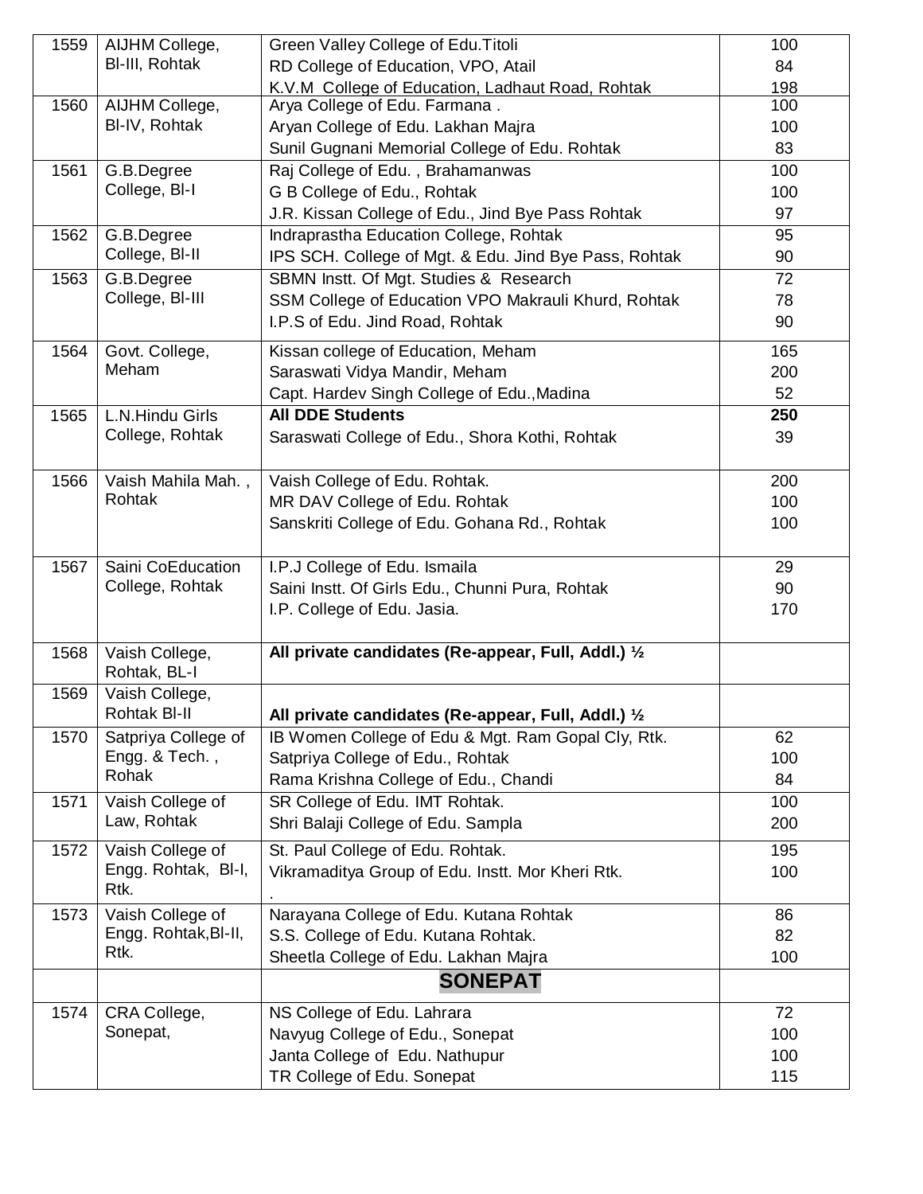| | | | |
|---|---|---|---|
| 1559 | AIJHM College, Bl-III, Rohtak | Green Valley College of Edu.Titoli | 100 |
| | | RD College of Education, VPO, Atail | 84 |
| | | K.V.M College of Education, Ladhaut Road, Rohtak | 198 |
| 1560 | AIJHM College, Bl-IV, Rohtak | Arya College of Edu. Farmana . | 100 |
| | | Aryan College of Edu. Lakhan Majra | 100 |
| | | Sunil Gugnani Memorial College of Edu. Rohtak | 83 |
| 1561 | G.B.Degree College, Bl-I | Raj College of Edu. , Brahamanwas | 100 |
| | | G B College of Edu., Rohtak | 100 |
| | | J.R. Kissan College of Edu., Jind Bye Pass Rohtak | 97 |
| 1562 | G.B.Degree College, Bl-II | Indraprastha Education College, Rohtak | 95 |
| | | IPS SCH. College of Mgt. & Edu. Jind Bye Pass, Rohtak | 90 |
| 1563 | G.B.Degree College, Bl-III | SBMN Instt. Of Mgt. Studies & Research | 72 |
| | | SSM College of Education VPO Makrauli Khurd, Rohtak | 78 |
| | | I.P.S of Edu. Jind Road, Rohtak | 90 |
| 1564 | Govt. College, Meham | Kissan college of Education, Meham | 165 |
| | | Saraswati Vidya Mandir, Meham | 200 |
| | | Capt. Hardev Singh College of Edu.,Madina | 52 |
| 1565 | L.N.Hindu Girls College, Rohtak | **All DDE Students** | **250** |
| | | Saraswati College of Edu., Shora Kothi, Rohtak | 39 |
| 1566 | Vaish Mahila Mah. , Rohtak | Vaish College of Edu. Rohtak. | 200 |
| | | MR DAV College of Edu. Rohtak | 100 |
| | | Sanskriti College of Edu. Gohana Rd., Rohtak | 100 |
| 1567 | Saini CoEducation College, Rohtak | I.P.J College of Edu. Ismaila | 29 |
| | | Saini Instt. Of Girls Edu., Chunni Pura, Rohtak | 90 |
| | | I.P. College of Edu. Jasia. | 170 |
| 1568 | Vaish College, Rohtak, BL-I | **All private candidates (Re-appear, Full, Addl.) ½** | |
| 1569 | Vaish College, Rohtak Bl-II | **All private candidates (Re-appear, Full, Addl.) ½** | |
| 1570 | Satpriya College of Engg. & Tech. , Rohak | IB Women College of Edu & Mgt. Ram Gopal Cly, Rtk. | 62 |
| | | Satpriya College of Edu., Rohtak | 100 |
| | | Rama Krishna College of Edu., Chandi | 84 |
| 1571 | Vaish College of Law, Rohtak | SR College of Edu. IMT Rohtak. | 100 |
| | | Shri Balaji College of Edu. Sampla | 200 |
| 1572 | Vaish College of Engg. Rohtak, Bl-I, Rtk. | St. Paul College of Edu. Rohtak. | 195 |
| | | Vikramaditya Group of Edu. Instt. Mor Kheri Rtk. | 100 |
| | | . | |
| 1573 | Vaish College of Engg. Rohtak,Bl-II, Rtk. | Narayana College of Edu. Kutana Rohtak | 86 |
| | | S.S. College of Edu. Kutana Rohtak. | 82 |
| | | Sheetla College of Edu. Lakhan Majra | 100 |
| | | **SONEPAT** | |
| 1574 | CRA College, Sonepat, | NS College of Edu. Lahrara | 72 |
| | | Navyug College of Edu., Sonepat | 100 |
| | | Janta College of Edu. Nathupur | 100 |
| | | TR College of Edu. Sonepat | 115 |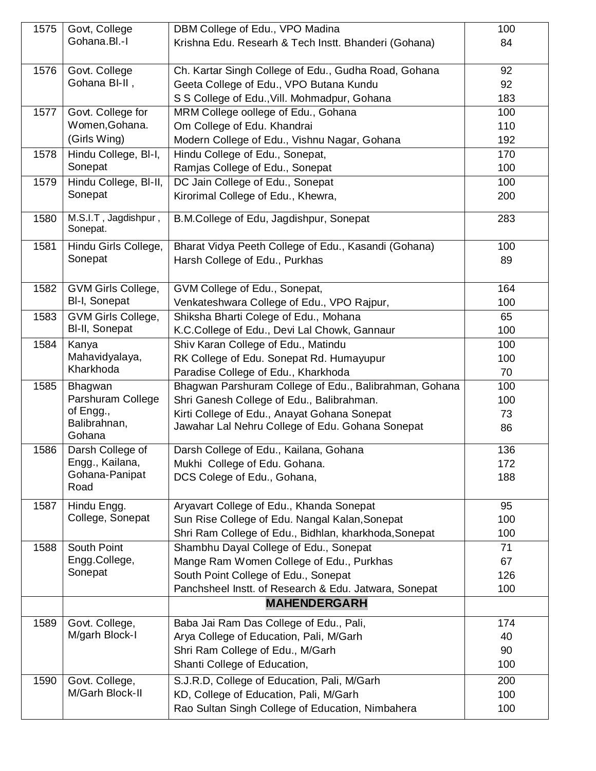| | | | |
|---|---|---|---|
| 1575 | Govt, College Gohana.Bl.-I | DBM College of Edu., VPO Madina<br>Krishna Edu. Researh & Tech Instt. Bhanderi (Gohana) | 100<br>84 |
| 1576 | Govt. College Gohana Bl-II , | Ch. Kartar Singh College of Edu., Gudha Road, Gohana<br>Geeta College of Edu., VPO Butana Kundu<br>S S College of Edu.,Vill. Mohmadpur, Gohana | 92<br>92<br>183 |
| 1577 | Govt. College for Women,Gohana. (Girls Wing) | MRM College oollege of Edu., Gohana<br>Om College of Edu. Khandrai<br>Modern College of Edu., Vishnu Nagar, Gohana | 100<br>110<br>192 |
| 1578 | Hindu College, Bl-I, Sonepat | Hindu College of Edu., Sonepat,<br>Ramjas College of Edu., Sonepat | 170<br>100 |
| 1579 | Hindu College, Bl-II, Sonepat | DC Jain College of Edu., Sonepat<br>Kirorimal College of Edu., Khewra, | 100<br>200 |
| 1580 | M.S.I.T , Jagdishpur , Sonepat. | B.M.College of Edu, Jagdishpur, Sonepat | 283 |
| 1581 | Hindu Girls College, Sonepat | Bharat Vidya Peeth College of Edu., Kasandi (Gohana)<br>Harsh College of Edu., Purkhas | 100<br>89 |
| 1582 | GVM Girls College, Bl-I, Sonepat | GVM College of Edu., Sonepat,<br>Venkateshwara College of Edu., VPO Rajpur, | 164<br>100 |
| 1583 | GVM Girls College, Bl-II, Sonepat | Shiksha Bharti Colege of Edu., Mohana<br>K.C.College of Edu., Devi Lal Chowk, Gannaur | 65<br>100 |
| 1584 | Kanya Mahavidyalaya, Kharkhoda | Shiv Karan College of Edu., Matindu<br>RK College of Edu. Sonepat Rd. Humayupur<br>Paradise College of Edu., Kharkhoda | 100<br>100<br>70 |
| 1585 | Bhagwan Parshuram College of Engg., Balibrahnan, Gohana | Bhagwan Parshuram College of Edu., Balibrahman, Gohana<br>Shri Ganesh College of Edu., Balibrahman.<br>Kirti College of Edu., Anayat Gohana Sonepat<br>Jawahar Lal Nehru College of Edu. Gohana Sonepat | 100<br>100<br>73<br>86 |
| 1586 | Darsh College of Engg., Kailana, Gohana-Panipat Road | Darsh College of Edu., Kailana, Gohana<br>Mukhi College of Edu. Gohana.<br>DCS Colege of Edu., Gohana, | 136<br>172<br>188 |
| 1587 | Hindu Engg. College, Sonepat | Aryavart College of Edu., Khanda Sonepat<br>Sun Rise College of Edu. Nangal Kalan,Sonepat<br>Shri Ram College of Edu., Bidhlan, kharkhoda,Sonepat | 95<br>100<br>100 |
| 1588 | South Point Engg.College, Sonepat | Shambhu Dayal College of Edu., Sonepat<br>Mange Ram Women College of Edu., Purkhas<br>South Point College of Edu., Sonepat<br>Panchsheel Instt. of Research & Edu. Jatwara, Sonepat | 71<br>67<br>126<br>100 |
| | | **MAHENDERGARH** | |
| 1589 | Govt. College, M/garh Block-I | Baba Jai Ram Das College of Edu., Pali,<br>Arya College of Education, Pali, M/Garh<br>Shri Ram College of Edu., M/Garh<br>Shanti College of Education, | 174<br>40<br>90<br>100 |
| 1590 | Govt. College, M/Garh Block-II | S.J.R.D, College of Education, Pali, M/Garh<br>KD, College of Education, Pali, M/Garh<br>Rao Sultan Singh College of Education, Nimbahera | 200<br>100<br>100 |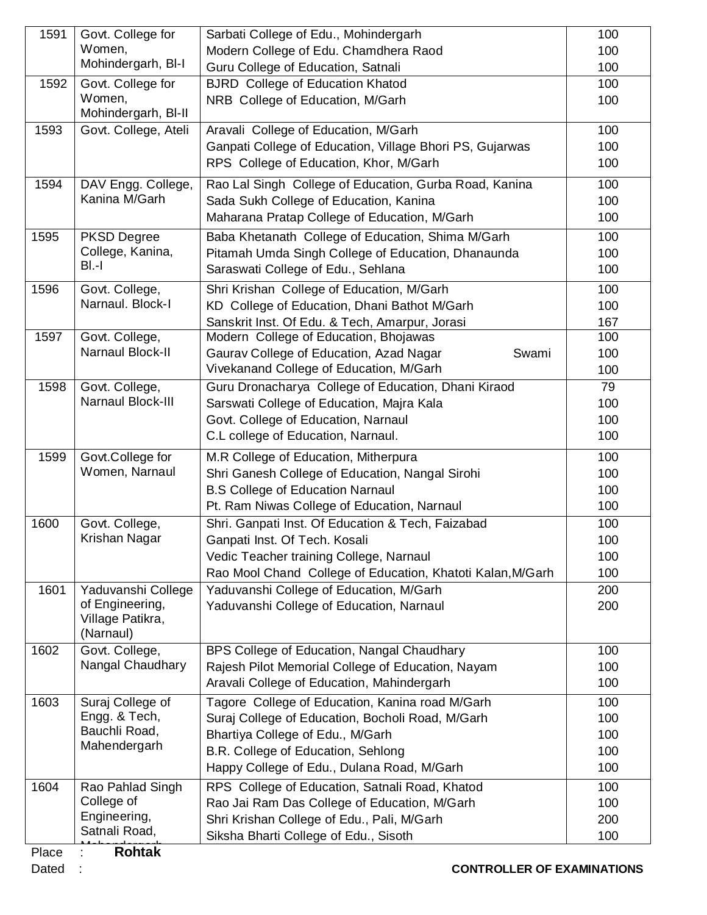| | | | |
|---|---|---|---|
| 1591 | Govt. College for Women, Mohindergarh, Bl-I | Sarbati College of Edu., Mohindergarh<br>Modern College of Edu. Chamdhera Raod<br>Guru College of Education, Satnali | 100<br>100<br>100 |
| 1592 | Govt. College for Women, Mohindergarh, Bl-II | BJRD College of Education Khatod<br>NRB College of Education, M/Garh | 100<br>100 |
| 1593 | Govt. College, Ateli | Aravali College of Education, M/Garh<br>Ganpati College of Education, Village Bhori PS, Gujarwas<br>RPS College of Education, Khor, M/Garh | 100<br>100<br>100 |
| 1594 | DAV Engg. College, Kanina M/Garh | Rao Lal Singh College of Education, Gurba Road, Kanina<br>Sada Sukh College of Education, Kanina<br>Maharana Pratap College of Education, M/Garh | 100<br>100<br>100 |
| 1595 | PKSD Degree College, Kanina, Bl.-I | Baba Khetanath College of Education, Shima M/Garh<br>Pitamah Umda Singh College of Education, Dhanaunda<br>Saraswati College of Edu., Sehlana | 100<br>100<br>100 |
| 1596 | Govt. College, Narnaul. Block-I | Shri Krishan College of Education, M/Garh<br>KD College of Education, Dhani Bathot M/Garh<br>Sanskrit Inst. Of Edu. & Tech, Amarpur, Jorasi | 100<br>100<br>167 |
| 1597 | Govt. College, Narnaul Block-II | Modern College of Education, Bhojawas<br>Gaurav College of Education, Azad Nagar Swami<br>Vivekanand College of Education, M/Garh | 100<br>100<br>100 |
| 1598 | Govt. College, Narnaul Block-III | Guru Dronacharya College of Education, Dhani Kiraod<br>Sarswati College of Education, Majra Kala<br>Govt. College of Education, Narnaul<br>C.L college of Education, Narnaul. | 79<br>100<br>100<br>100 |
| 1599 | Govt.College for Women, Narnaul | M.R College of Education, Mitherpura<br>Shri Ganesh College of Education, Nangal Sirohi<br>B.S College of Education Narnaul<br>Pt. Ram Niwas College of Education, Narnaul | 100<br>100<br>100<br>100 |
| 1600 | Govt. College, Krishan Nagar | Shri. Ganpati Inst. Of Education & Tech, Faizabad<br>Ganpati Inst. Of Tech. Kosali<br>Vedic Teacher training College, Narnaul<br>Rao Mool Chand College of Education, Khatoti Kalan,M/Garh | 100<br>100<br>100<br>100 |
| 1601 | Yaduvanshi College of Engineering, Village Patikra, (Narnaul) | Yaduvanshi College of Education, M/Garh<br>Yaduvanshi College of Education, Narnaul | 200<br>200 |
| 1602 | Govt. College, Nangal Chaudhary | BPS College of Education, Nangal Chaudhary<br>Rajesh Pilot Memorial College of Education, Nayam<br>Aravali College of Education, Mahindergarh | 100<br>100<br>100 |
| 1603 | Suraj College of Engg. & Tech, Bauchli Road, Mahendergarh | Tagore College of Education, Kanina road M/Garh<br>Suraj College of Education, Bocholi Road, M/Garh<br>Bhartiya College of Edu., M/Garh<br>B.R. College of Education, Sehlong<br>Happy College of Edu., Dulana Road, M/Garh | 100<br>100<br>100<br>100<br>100 |
| 1604 | Rao Pahlad Singh College of Engineering, Satnali Road, Mahendergarh | RPS College of Education, Satnali Road, Khatod<br>Rao Jai Ram Das College of Education, M/Garh<br>Shri Krishan College of Edu., Pali, M/Garh<br>Siksha Bharti College of Edu., Sisoth | 100<br>100<br>200<br>100 |

Place : **Rohtak**

Dated :

**CONTROLLER OF EXAMINATIONS**